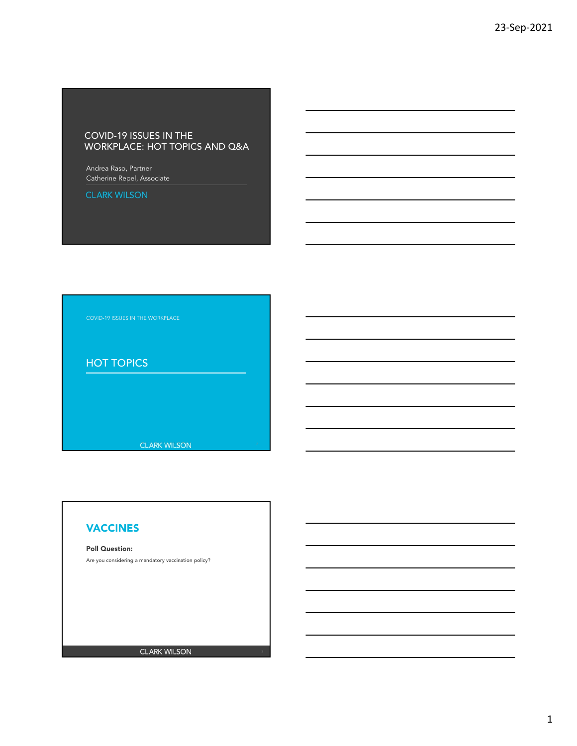# COVID-19 ISSUES IN THE WORKPLACE: HOT TOPICS AND Q&A

Andrea Raso, Partner
Catherine Repel, Associate

CLARK WILSON

---

COVID-19 ISSUES IN THE WORKPLACE

## HOT TOPICS

CLARK WILSON

---

## VACCINES

**Poll Question:**

Are you considering a mandatory vaccination policy?

CLARK WILSON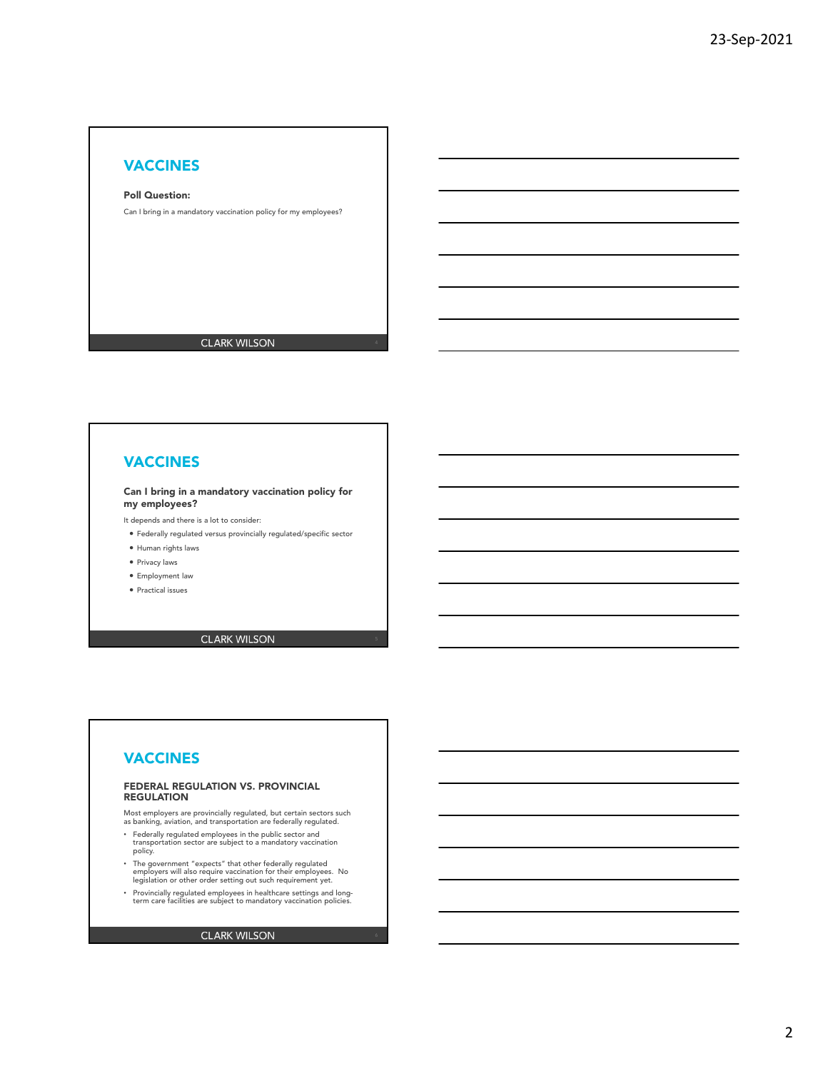## VACCINES

**Poll Question:**

Can I bring in a mandatory vaccination policy for my employees?

CLARK WILSON

## VACCINES

**Can I bring in a mandatory vaccination policy for my employees?**

It depends and there is a lot to consider:

- Federally regulated versus provincially regulated/specific sector
- Human rights laws
- Privacy laws
- Employment law
- Practical issues

CLARK WILSON

## VACCINES

**FEDERAL REGULATION VS. PROVINCIAL REGULATION**

Most employers are provincially regulated, but certain sectors such as banking, aviation, and transportation are federally regulated.

- Federally regulated employees in the public sector and transportation sector are subject to a mandatory vaccination policy.
- The government "expects" that other federally regulated employers will also require vaccination for their employees. No legislation or other order setting out such requirement yet.
- Provincially regulated employees in healthcare settings and long-term care facilities are subject to mandatory vaccination policies.

CLARK WILSON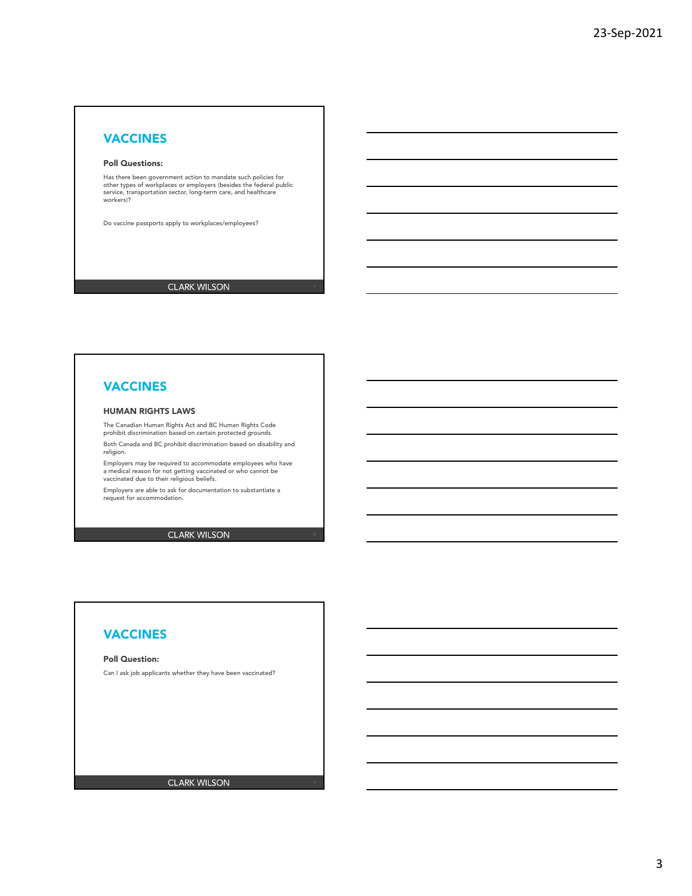## VACCINES

**Poll Questions:**

Has there been government action to mandate such policies for other types of workplaces or employers (besides the federal public service, transportation sector, long-term care, and healthcare workers)?

Do vaccine passports apply to workplaces/employees?

CLARK WILSON

## VACCINES

**HUMAN RIGHTS LAWS**

The Canadian Human Rights Act and BC Human Rights Code prohibit discrimination based on certain protected grounds.

Both Canada and BC prohibit discrimination based on disability and religion.

Employers may be required to accommodate employees who have a medical reason for not getting vaccinated or who cannot be vaccinated due to their religious beliefs.

Employers are able to ask for documentation to substantiate a request for accommodation.

CLARK WILSON

## VACCINES

**Poll Question:**

Can I ask job applicants whether they have been vaccinated?

CLARK WILSON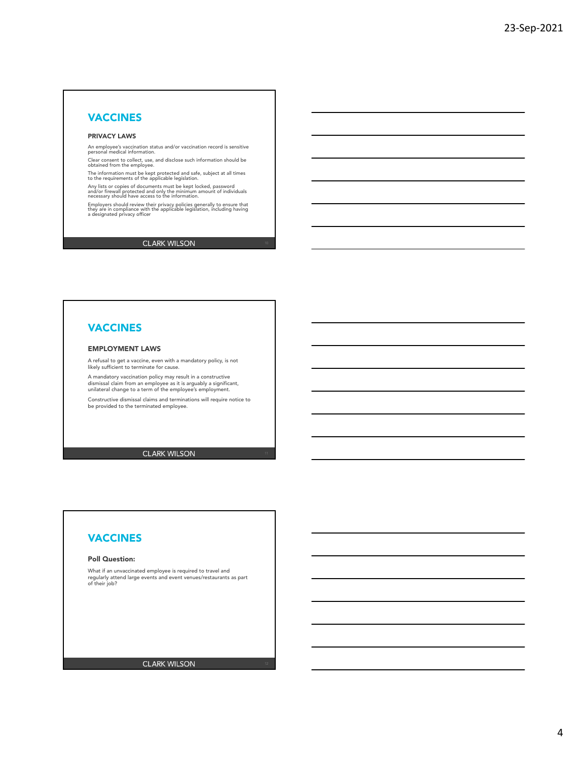## VACCINES

### PRIVACY LAWS

An employee's vaccination status and/or vaccination record is sensitive personal medical information.

Clear consent to collect, use, and disclose such information should be obtained from the employee.

The information must be kept protected and safe, subject at all times to the requirements of the applicable legislation.

Any lists or copies of documents must be kept locked, password and/or firewall protected and only the minimum amount of individuals necessary should have access to the information.

Employers should review their privacy policies generally to ensure that they are in compliance with the applicable legislation, including having a designated privacy officer

CLARK WILSON

## VACCINES

### EMPLOYMENT LAWS

A refusal to get a vaccine, even with a mandatory policy, is not likely sufficient to terminate for cause.

A mandatory vaccination policy may result in a constructive dismissal claim from an employee as it is arguably a significant, unilateral change to a term of the employee's employment.

Constructive dismissal claims and terminations will require notice to be provided to the terminated employee.

CLARK WILSON

## VACCINES

**Poll Question:**

What if an unvaccinated employee is required to travel and regularly attend large events and event venues/restaurants as part of their job?

CLARK WILSON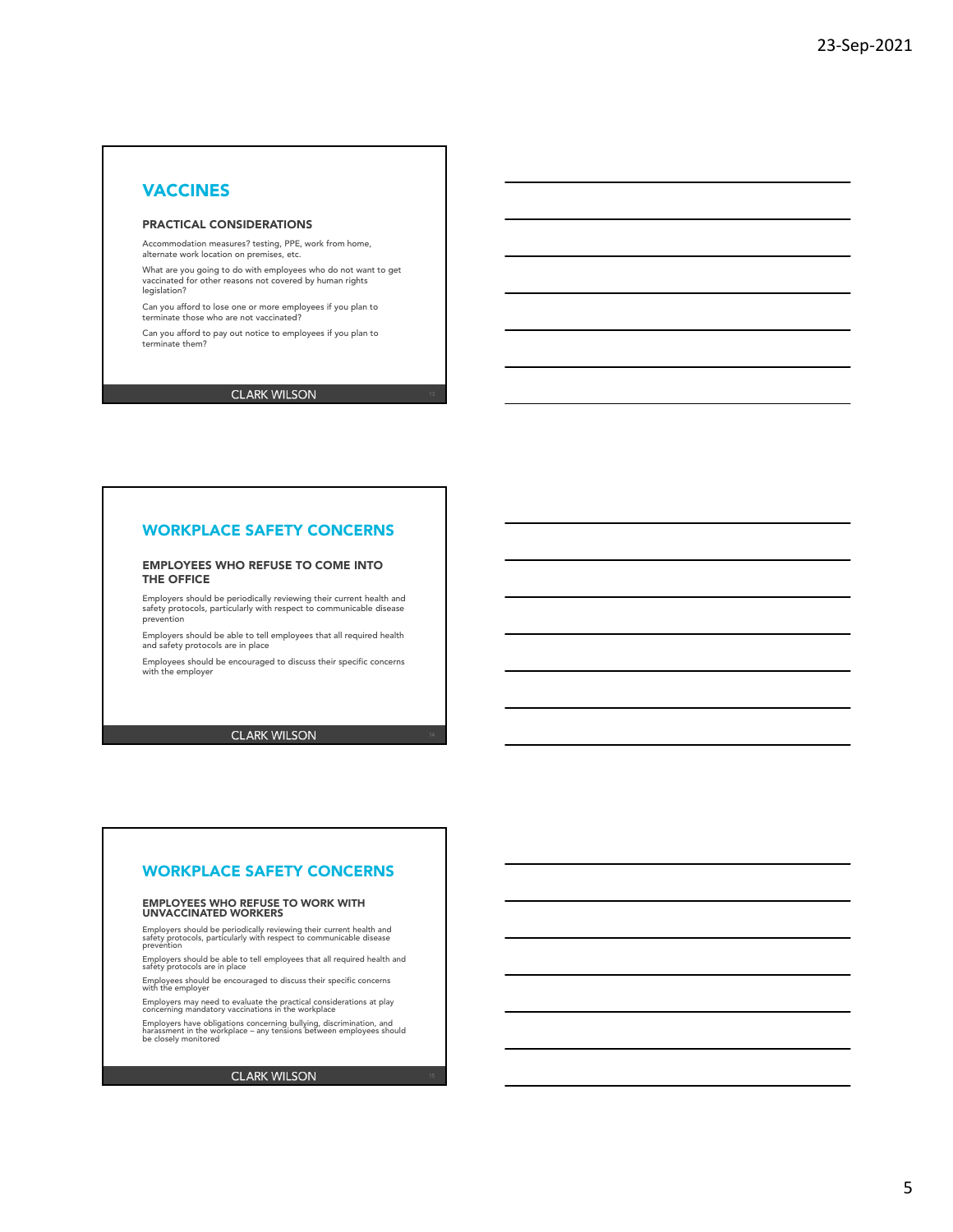## VACCINES

### PRACTICAL CONSIDERATIONS

Accommodation measures? testing, PPE, work from home, alternate work location on premises, etc.

What are you going to do with employees who do not want to get vaccinated for other reasons not covered by human rights legislation?

Can you afford to lose one or more employees if you plan to terminate those who are not vaccinated?

Can you afford to pay out notice to employees if you plan to terminate them?

CLARK WILSON

## WORKPLACE SAFETY CONCERNS

### EMPLOYEES WHO REFUSE TO COME INTO THE OFFICE

Employers should be periodically reviewing their current health and safety protocols, particularly with respect to communicable disease prevention

Employers should be able to tell employees that all required health and safety protocols are in place

Employees should be encouraged to discuss their specific concerns with the employer

CLARK WILSON

## WORKPLACE SAFETY CONCERNS

### EMPLOYEES WHO REFUSE TO WORK WITH UNVACCINATED WORKERS

Employers should be periodically reviewing their current health and safety protocols, particularly with respect to communicable disease prevention

Employers should be able to tell employees that all required health and safety protocols are in place

Employees should be encouraged to discuss their specific concerns with the employer

Employers may need to evaluate the practical considerations at play concerning mandatory vaccinations in the workplace

Employers have obligations concerning bullying, discrimination, and harassment in the workplace – any tensions between employees should be closely monitored

CLARK WILSON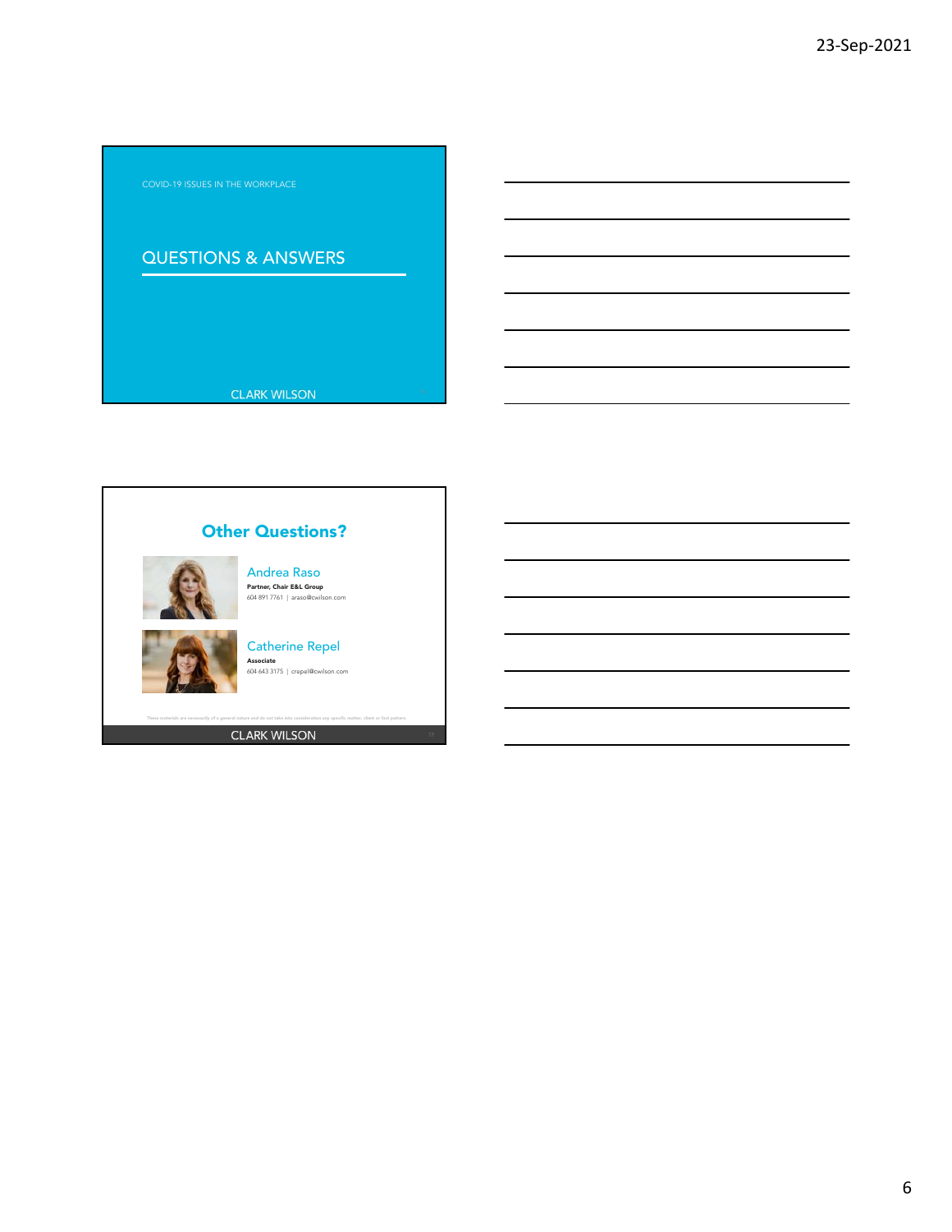COVID-19 ISSUES IN THE WORKPLACE

## QUESTIONS & ANSWERS

CLARK WILSON

## Other Questions?

**Andrea Raso**
**Partner, Chair E&L Group**
604 891 7761 | araso@cwilson.com

**Catherine Repel**
**Associate**
604 643 3175 | crepel@cwilson.com

*These materials are necessarily of a general nature and do not take into consideration any specific matter, client or fact pattern.*

CLARK WILSON